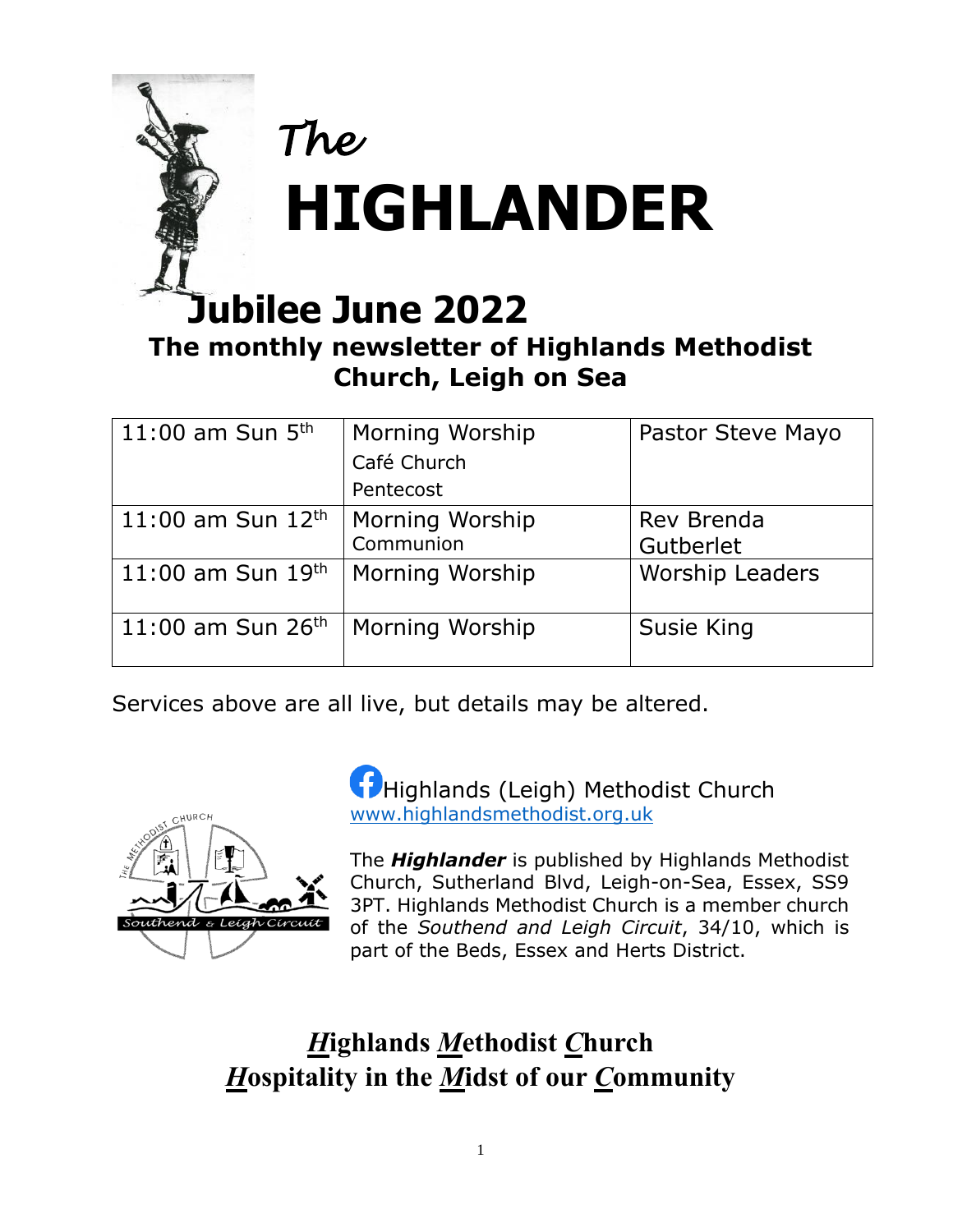# *The* HIGHLANDER

## Jubilee June 2022

### The monthly newsletter of Highlands Methodist Church, Leigh on Sea

| | | |
|---|---|---|
| 11:00 am Sun 5th | Morning Worship Café Church Pentecost | Pastor Steve Mayo |
| 11:00 am Sun 12th | Morning Worship Communion | Rev Brenda Gutberlet |
| 11:00 am Sun 19th | Morning Worship | Worship Leaders |
| 11:00 am Sun 26th | Morning Worship | Susie King |

Services above are all live, but details may be altered.

Highlands (Leigh) Methodist Church
www.highlandsmethodist.org.uk

The ***Highlander*** is published by Highlands Methodist Church, Sutherland Blvd, Leigh-on-Sea, Essex, SS9 3PT. Highlands Methodist Church is a member church of the *Southend and Leigh Circuit*, 34/10, which is part of the Beds, Essex and Herts District.

**_H_ighlands _M_ethodist _C_hurch**
**_H_ospitality in the _M_idst of our _C_ommunity**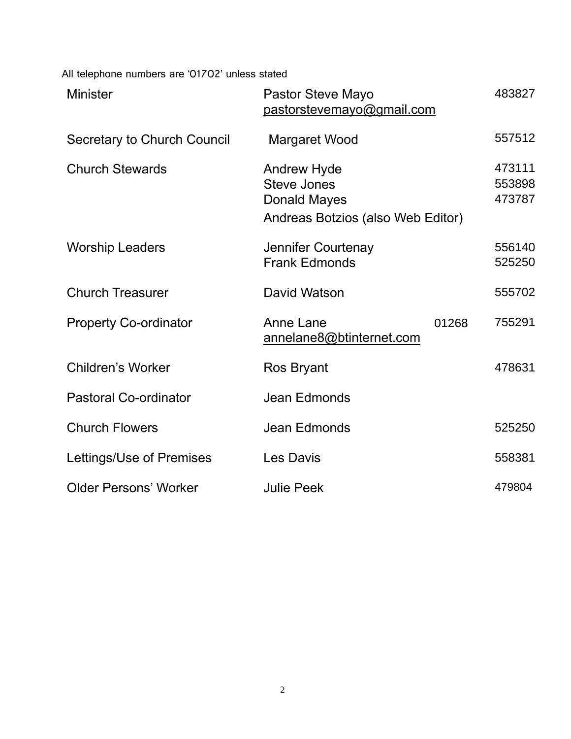All telephone numbers are '01702' unless stated

| | | |
|---|---|---|
| Minister | Pastor Steve Mayo<br>pastorstevemayo@gmail.com | 483827 |
| Secretary to Church Council | Margaret Wood | 557512 |
| Church Stewards | Andrew Hyde<br>Steve Jones<br>Donald Mayes<br>Andreas Botzios (also Web Editor) | 473111<br>553898<br>473787 |
| Worship Leaders | Jennifer Courtenay<br>Frank Edmonds | 556140<br>525250 |
| Church Treasurer | David Watson | 555702 |
| Property Co-ordinator | Anne Lane 01268<br>annelane8@btinternet.com | 755291 |
| Children's Worker | Ros Bryant | 478631 |
| Pastoral Co-ordinator | Jean Edmonds | |
| Church Flowers | Jean Edmonds | 525250 |
| Lettings/Use of Premises | Les Davis | 558381 |
| Older Persons' Worker | Julie Peek | 479804 |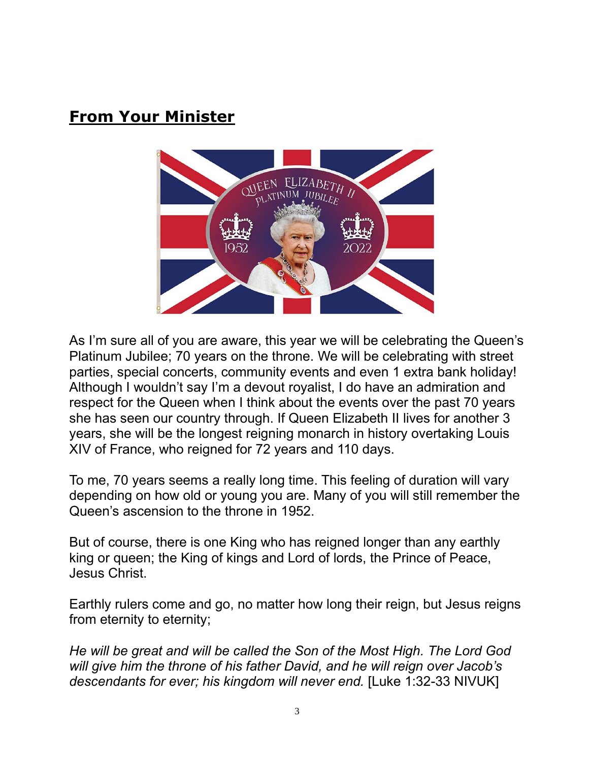## **From Your Minister**

As I'm sure all of you are aware, this year we will be celebrating the Queen's Platinum Jubilee; 70 years on the throne. We will be celebrating with street parties, special concerts, community events and even 1 extra bank holiday! Although I wouldn't say I'm a devout royalist, I do have an admiration and respect for the Queen when I think about the events over the past 70 years she has seen our country through. If Queen Elizabeth II lives for another 3 years, she will be the longest reigning monarch in history overtaking Louis XIV of France, who reigned for 72 years and 110 days.

To me, 70 years seems a really long time. This feeling of duration will vary depending on how old or young you are. Many of you will still remember the Queen's ascension to the throne in 1952.

But of course, there is one King who has reigned longer than any earthly king or queen; the King of kings and Lord of lords, the Prince of Peace, Jesus Christ.

Earthly rulers come and go, no matter how long their reign, but Jesus reigns from eternity to eternity;

*He will be great and will be called the Son of the Most High. The Lord God will give him the throne of his father David, and he will reign over Jacob's descendants for ever; his kingdom will never end.* [Luke 1:32-33 NIVUK]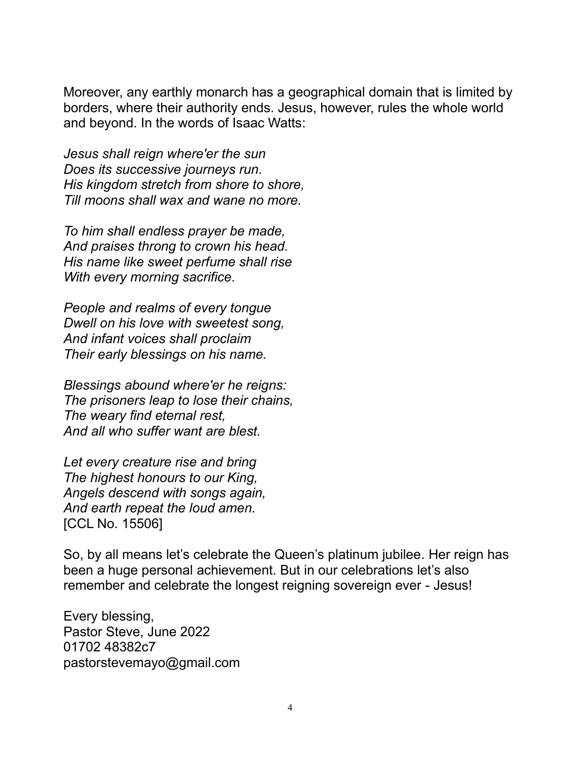Moreover, any earthly monarch has a geographical domain that is limited by borders, where their authority ends. Jesus, however, rules the whole world and beyond. In the words of Isaac Watts:

*Jesus shall reign where'er the sun*
*Does its successive journeys run.*
*His kingdom stretch from shore to shore,*
*Till moons shall wax and wane no more.*

*To him shall endless prayer be made,*
*And praises throng to crown his head.*
*His name like sweet perfume shall rise*
*With every morning sacrifice.*

*People and realms of every tongue*
*Dwell on his love with sweetest song,*
*And infant voices shall proclaim*
*Their early blessings on his name.*

*Blessings abound where'er he reigns:*
*The prisoners leap to lose their chains,*
*The weary find eternal rest,*
*And all who suffer want are blest.*

*Let every creature rise and bring*
*The highest honours to our King,*
*Angels descend with songs again,*
*And earth repeat the loud amen.*
[CCL No. 15506]

So, by all means let's celebrate the Queen's platinum jubilee. Her reign has been a huge personal achievement. But in our celebrations let's also remember and celebrate the longest reigning sovereign ever - Jesus!

Every blessing,
Pastor Steve, June 2022
01702 48382c7
pastorstevemayo@gmail.com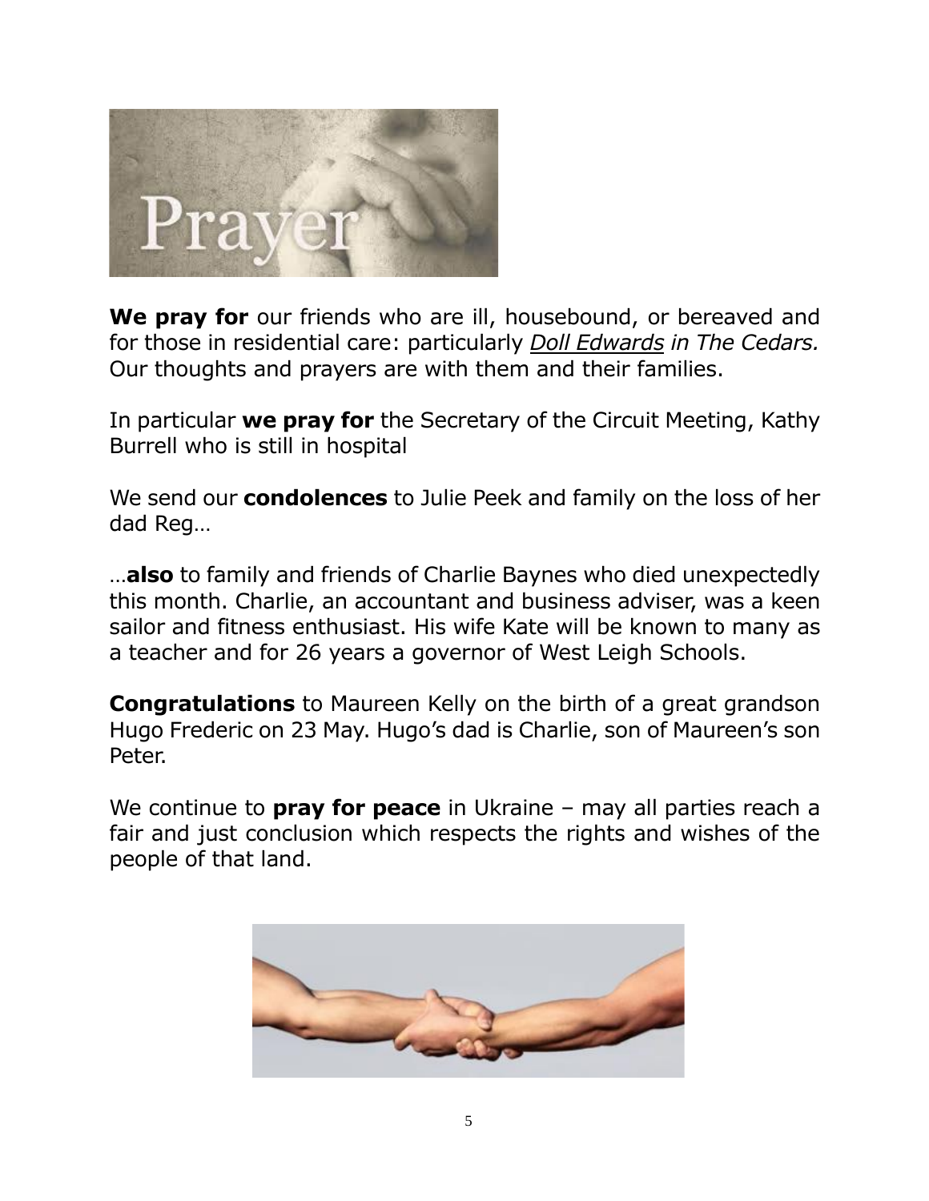**We pray for** our friends who are ill, housebound, or bereaved and for those in residential care: particularly *Doll Edwards in The Cedars.* Our thoughts and prayers are with them and their families.

In particular **we pray for** the Secretary of the Circuit Meeting, Kathy Burrell who is still in hospital

We send our **condolences** to Julie Peek and family on the loss of her dad Reg…

…**also** to family and friends of Charlie Baynes who died unexpectedly this month. Charlie, an accountant and business adviser, was a keen sailor and fitness enthusiast. His wife Kate will be known to many as a teacher and for 26 years a governor of West Leigh Schools.

**Congratulations** to Maureen Kelly on the birth of a great grandson Hugo Frederic on 23 May. Hugo's dad is Charlie, son of Maureen's son Peter.

We continue to **pray for peace** in Ukraine – may all parties reach a fair and just conclusion which respects the rights and wishes of the people of that land.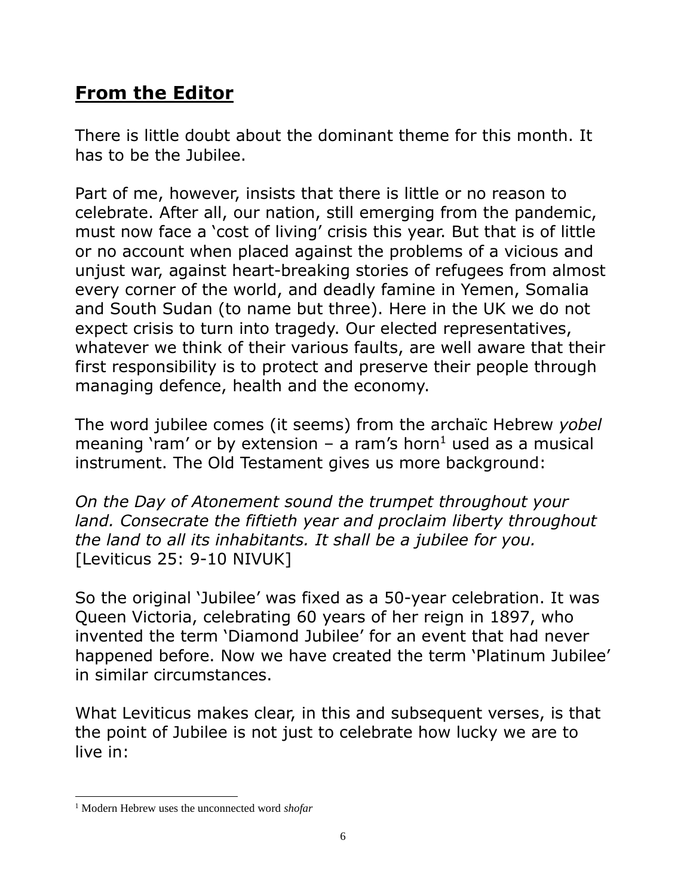## **From the Editor**

There is little doubt about the dominant theme for this month. It has to be the Jubilee.

Part of me, however, insists that there is little or no reason to celebrate. After all, our nation, still emerging from the pandemic, must now face a 'cost of living' crisis this year. But that is of little or no account when placed against the problems of a vicious and unjust war, against heart-breaking stories of refugees from almost every corner of the world, and deadly famine in Yemen, Somalia and South Sudan (to name but three). Here in the UK we do not expect crisis to turn into tragedy. Our elected representatives, whatever we think of their various faults, are well aware that their first responsibility is to protect and preserve their people through managing defence, health and the economy.

The word jubilee comes (it seems) from the archaïc Hebrew *yobel* meaning 'ram' or by extension – a ram's horn[1] used as a musical instrument. The Old Testament gives us more background:

*On the Day of Atonement sound the trumpet throughout your land. Consecrate the fiftieth year and proclaim liberty throughout the land to all its inhabitants. It shall be a jubilee for you.* [Leviticus 25: 9-10 NIVUK]

So the original 'Jubilee' was fixed as a 50-year celebration. It was Queen Victoria, celebrating 60 years of her reign in 1897, who invented the term 'Diamond Jubilee' for an event that had never happened before. Now we have created the term 'Platinum Jubilee' in similar circumstances.

What Leviticus makes clear, in this and subsequent verses, is that the point of Jubilee is not just to celebrate how lucky we are to live in:

---

[1] Modern Hebrew uses the unconnected word *shofar*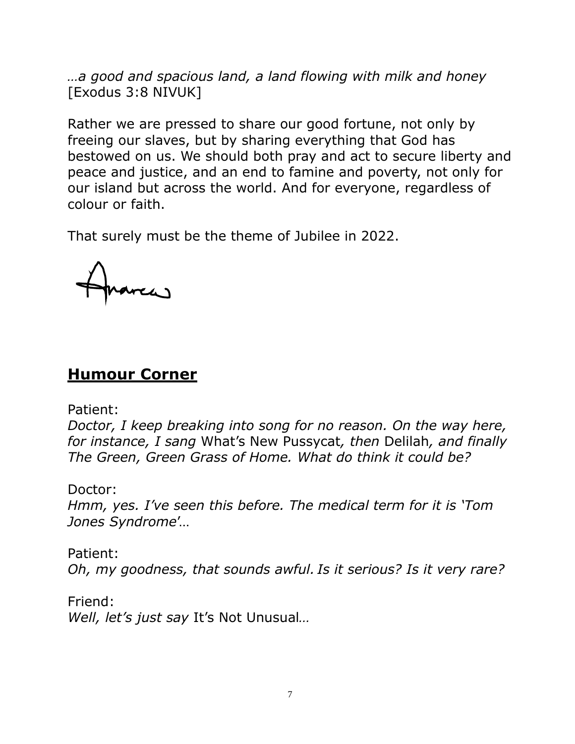*…a good and spacious land, a land flowing with milk and honey* [Exodus 3:8 NIVUK]

Rather we are pressed to share our good fortune, not only by freeing our slaves, but by sharing everything that God has bestowed on us. We should both pray and act to secure liberty and peace and justice, and an end to famine and poverty, not only for our island but across the world. And for everyone, regardless of colour or faith.

That surely must be the theme of Jubilee in 2022.

Andrew

## **Humour Corner**

Patient:
*Doctor, I keep breaking into song for no reason. On the way here, for instance, I sang* What's New Pussycat*, then* Delilah*, and finally The Green, Green Grass of Home. What do think it could be?*

Doctor:
*Hmm, yes. I've seen this before. The medical term for it is 'Tom Jones Syndrome'…*

Patient:
*Oh, my goodness, that sounds awful. Is it serious? Is it very rare?*

Friend:
*Well, let's just say* It's Not Unusual*…*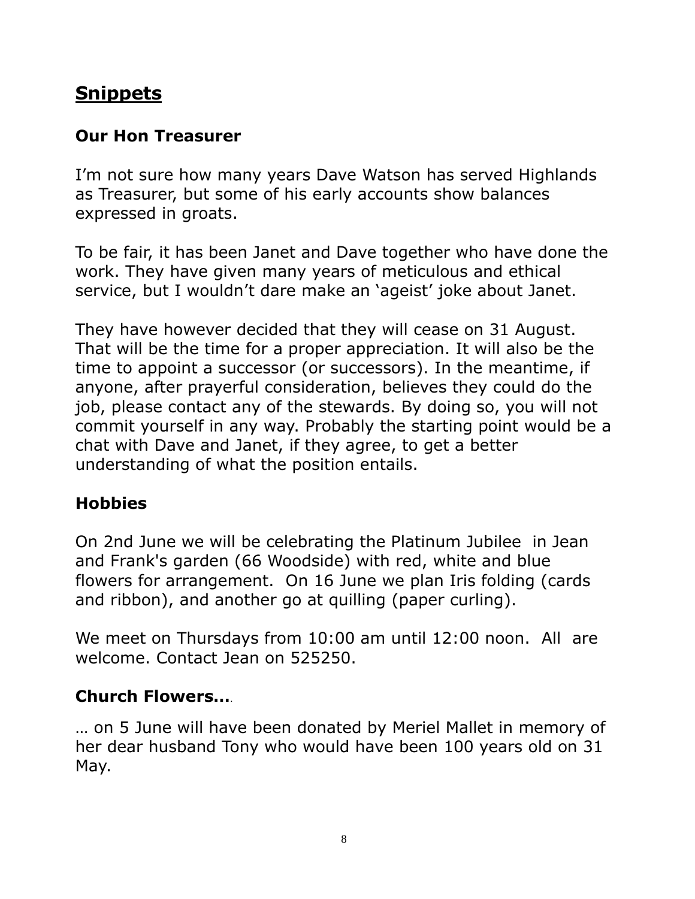# Snippets

## Our Hon Treasurer

I'm not sure how many years Dave Watson has served Highlands as Treasurer, but some of his early accounts show balances expressed in groats.

To be fair, it has been Janet and Dave together who have done the work. They have given many years of meticulous and ethical service, but I wouldn't dare make an 'ageist' joke about Janet.

They have however decided that they will cease on 31 August. That will be the time for a proper appreciation. It will also be the time to appoint a successor (or successors). In the meantime, if anyone, after prayerful consideration, believes they could do the job, please contact any of the stewards. By doing so, you will not commit yourself in any way. Probably the starting point would be a chat with Dave and Janet, if they agree, to get a better understanding of what the position entails.

## Hobbies

On 2nd June we will be celebrating the Platinum Jubilee in Jean and Frank's garden (66 Woodside) with red, white and blue flowers for arrangement. On 16 June we plan Iris folding (cards and ribbon), and another go at quilling (paper curling).

We meet on Thursdays from 10:00 am until 12:00 noon. All are welcome. Contact Jean on 525250.

## Church Flowers….

… on 5 June will have been donated by Meriel Mallet in memory of her dear husband Tony who would have been 100 years old on 31 May.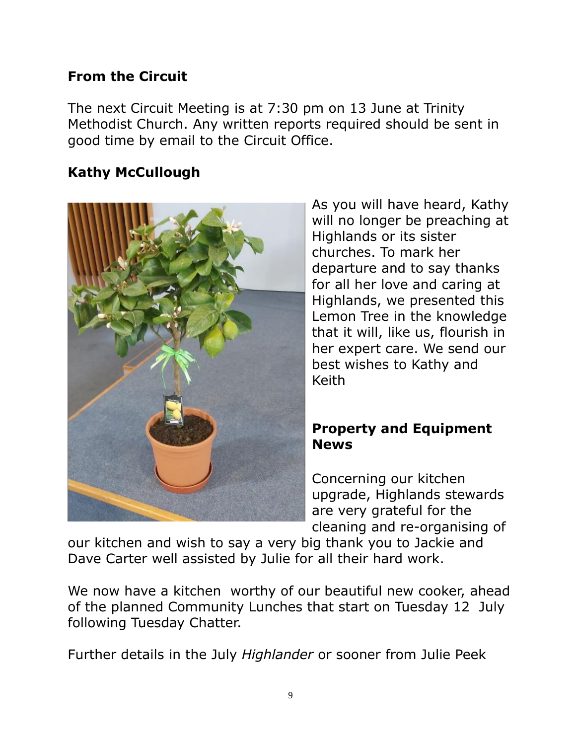## From the Circuit

The next Circuit Meeting is at 7:30 pm on 13 June at Trinity Methodist Church. Any written reports required should be sent in good time by email to the Circuit Office.

## Kathy McCullough

As you will have heard, Kathy will no longer be preaching at Highlands or its sister churches. To mark her departure and to say thanks for all her love and caring at Highlands, we presented this Lemon Tree in the knowledge that it will, like us, flourish in her expert care. We send our best wishes to Kathy and Keith

## Property and Equipment News

Concerning our kitchen upgrade, Highlands stewards are very grateful for the cleaning and re-organising of our kitchen and wish to say a very big thank you to Jackie and Dave Carter well assisted by Julie for all their hard work.

We now have a kitchen worthy of our beautiful new cooker, ahead of the planned Community Lunches that start on Tuesday 12 July following Tuesday Chatter.

Further details in the July *Highlander* or sooner from Julie Peek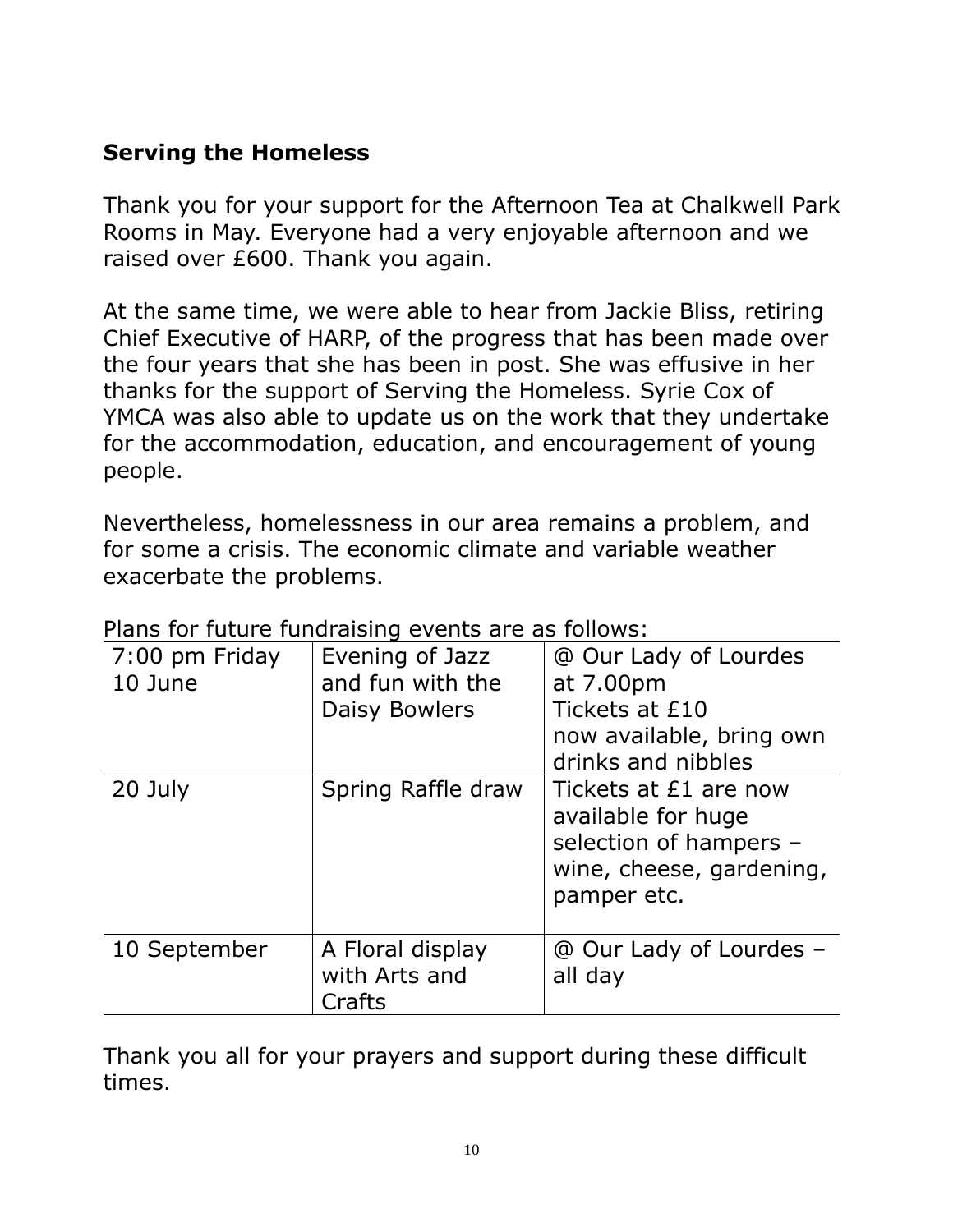## Serving the Homeless

Thank you for your support for the Afternoon Tea at Chalkwell Park Rooms in May. Everyone had a very enjoyable afternoon and we raised over £600. Thank you again.

At the same time, we were able to hear from Jackie Bliss, retiring Chief Executive of HARP, of the progress that has been made over the four years that she has been in post. She was effusive in her thanks for the support of Serving the Homeless. Syrie Cox of YMCA was also able to update us on the work that they undertake for the accommodation, education, and encouragement of young people.

Nevertheless, homelessness in our area remains a problem, and for some a crisis. The economic climate and variable weather exacerbate the problems.

Plans for future fundraising events are as follows:

| | | |
|---|---|---|
| 7:00 pm Friday 10 June | Evening of Jazz and fun with the Daisy Bowlers | @ Our Lady of Lourdes at 7.00pm Tickets at £10 now available, bring own drinks and nibbles |
| 20 July | Spring Raffle draw | Tickets at £1 are now available for huge selection of hampers – wine, cheese, gardening, pamper etc. |
| 10 September | A Floral display with Arts and Crafts | @ Our Lady of Lourdes – all day |

Thank you all for your prayers and support during these difficult times.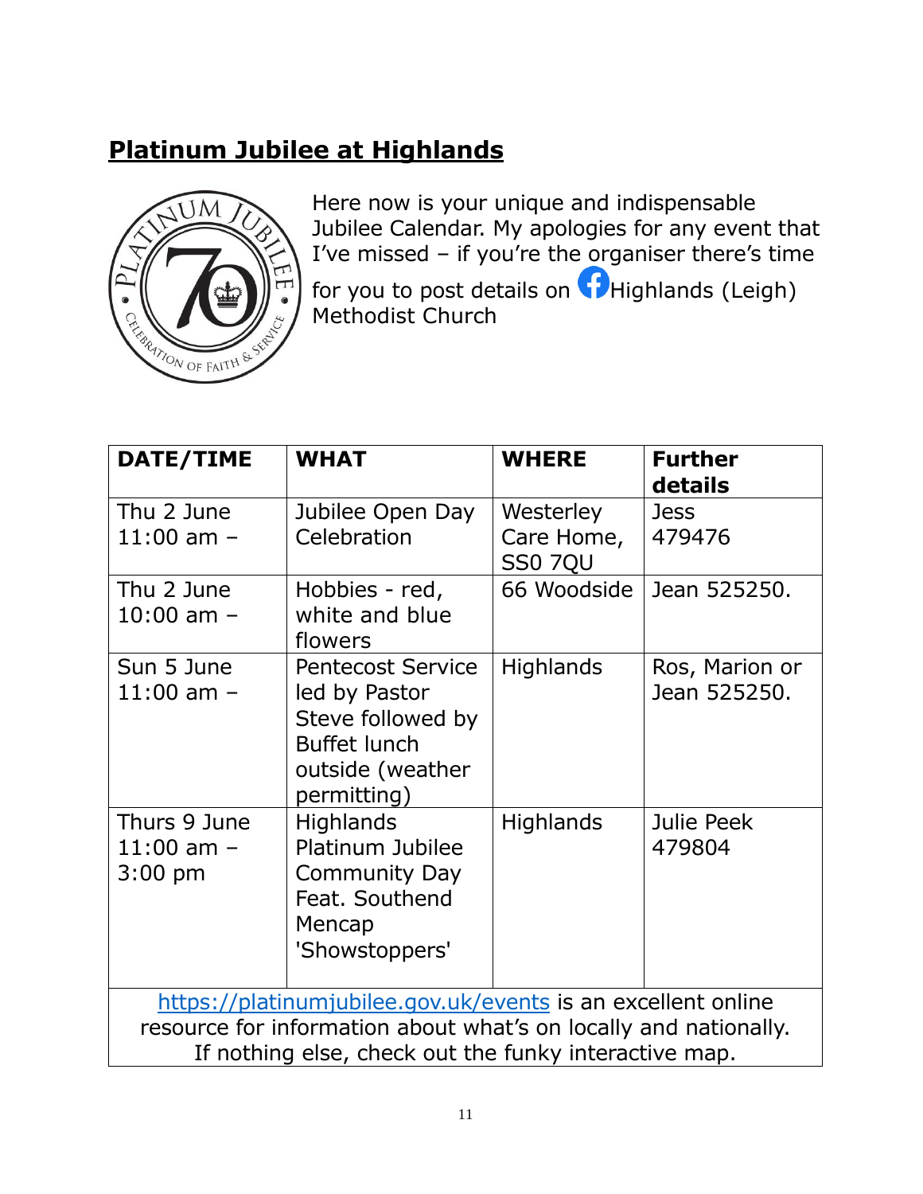## **Platinum Jubilee at Highlands**

Here now is your unique and indispensable Jubilee Calendar. My apologies for any event that I've missed – if you're the organiser there's time for you to post details on Highlands (Leigh) Methodist Church

| DATE/TIME | WHAT | WHERE | Further details |
|---|---|---|---|
| Thu 2 June 11:00 am – | Jubilee Open Day Celebration | Westerley Care Home, SS0 7QU | Jess 479476 |
| Thu 2 June 10:00 am – | Hobbies - red, white and blue flowers | 66 Woodside | Jean 525250. |
| Sun 5 June 11:00 am – | Pentecost Service led by Pastor Steve followed by Buffet lunch outside (weather permitting) | Highlands | Ros, Marion or Jean 525250. |
| Thurs 9 June 11:00 am – 3:00 pm | Highlands Platinum Jubilee Community Day Feat. Southend Mencap 'Showstoppers' | Highlands | Julie Peek 479804 |

https://platinumjubilee.gov.uk/events is an excellent online resource for information about what's on locally and nationally. If nothing else, check out the funky interactive map.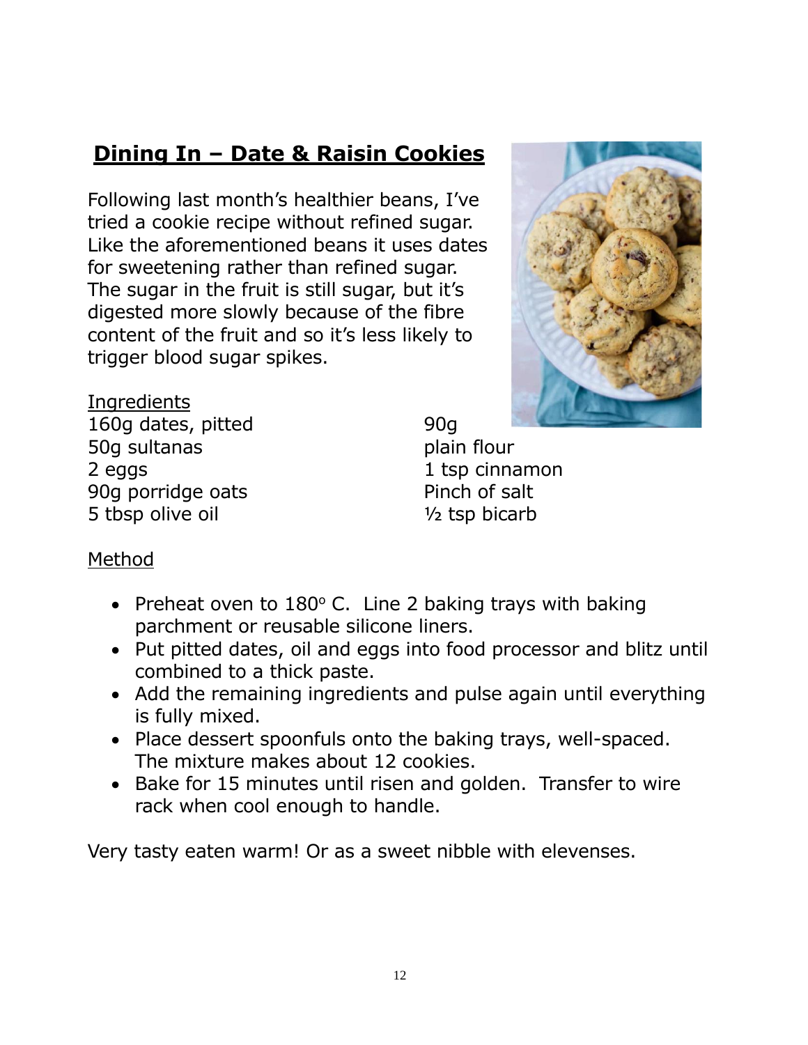## Dining In – Date & Raisin Cookies

Following last month's healthier beans, I've tried a cookie recipe without refined sugar. Like the aforementioned beans it uses dates for sweetening rather than refined sugar. The sugar in the fruit is still sugar, but it's digested more slowly because of the fibre content of the fruit and so it's less likely to trigger blood sugar spikes.

Ingredients

- 160g dates, pitted
- 50g sultanas
- 2 eggs
- 90g porridge oats
- 5 tbsp olive oil
- 90g plain flour
- 1 tsp cinnamon
- Pinch of salt
- ½ tsp bicarb

Method

- Preheat oven to 180° C. Line 2 baking trays with baking parchment or reusable silicone liners.
- Put pitted dates, oil and eggs into food processor and blitz until combined to a thick paste.
- Add the remaining ingredients and pulse again until everything is fully mixed.
- Place dessert spoonfuls onto the baking trays, well-spaced. The mixture makes about 12 cookies.
- Bake for 15 minutes until risen and golden. Transfer to wire rack when cool enough to handle.

Very tasty eaten warm! Or as a sweet nibble with elevenses.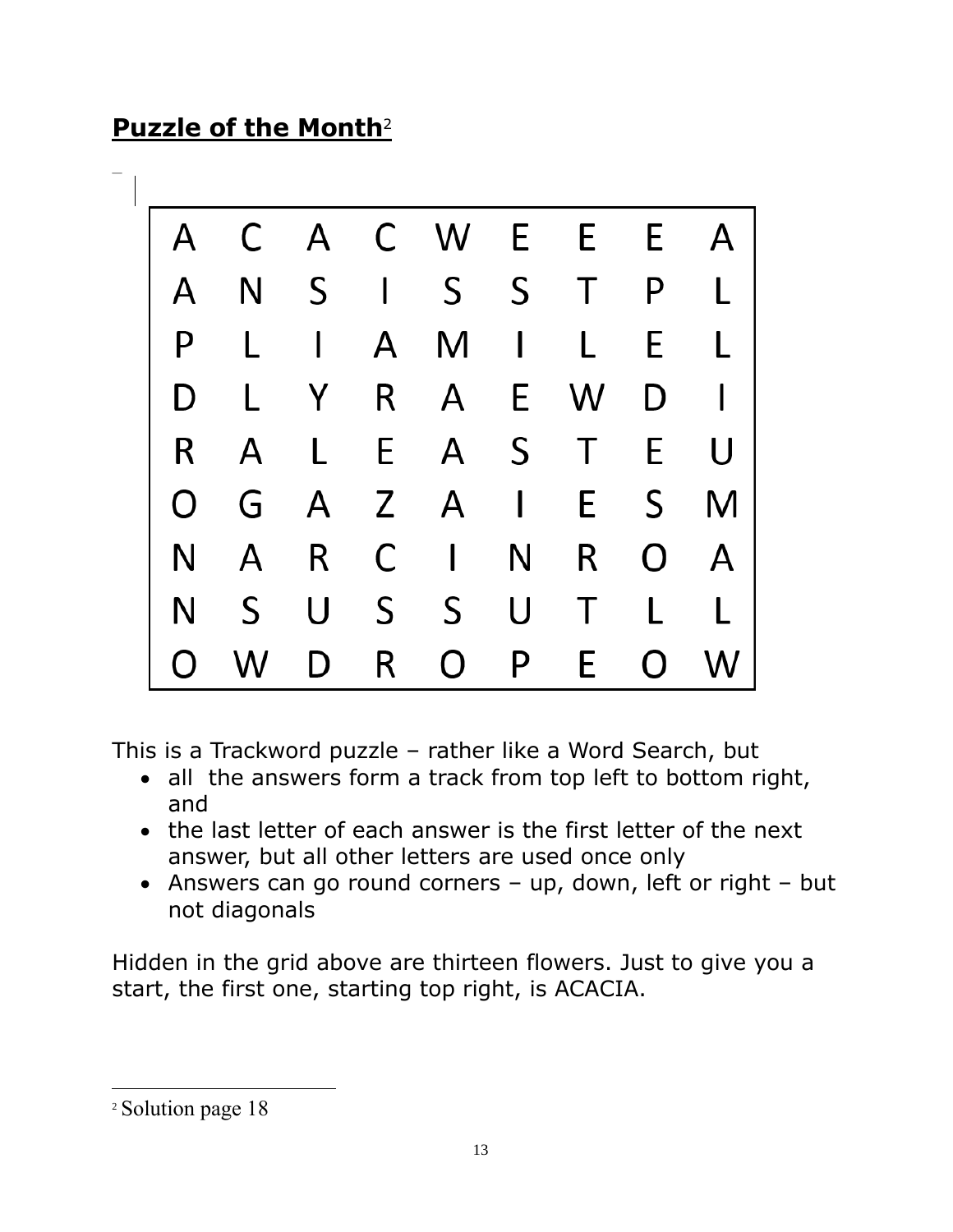## **Puzzle of the Month**[2]

| A | C | A | C | W | E | E | E | A |
|---|---|---|---|---|---|---|---|---|
| A | N | S | I | S | S | T | P | L |
| P | L | I | A | M | I | L | E | L |
| D | L | Y | R | A | E | W | D | I |
| R | A | L | E | A | S | T | E | U |
| O | G | A | Z | A | I | E | S | M |
| N | A | R | C | I | N | R | O | A |
| N | S | U | S | S | U | T | L | L |
| O | W | D | R | O | P | E | O | W |

This is a Trackword puzzle – rather like a Word Search, but

- all the answers form a track from top left to bottom right, and
- the last letter of each answer is the first letter of the next answer, but all other letters are used once only
- Answers can go round corners – up, down, left or right – but not diagonals

Hidden in the grid above are thirteen flowers. Just to give you a start, the first one, starting top right, is ACACIA.

[2] Solution page 18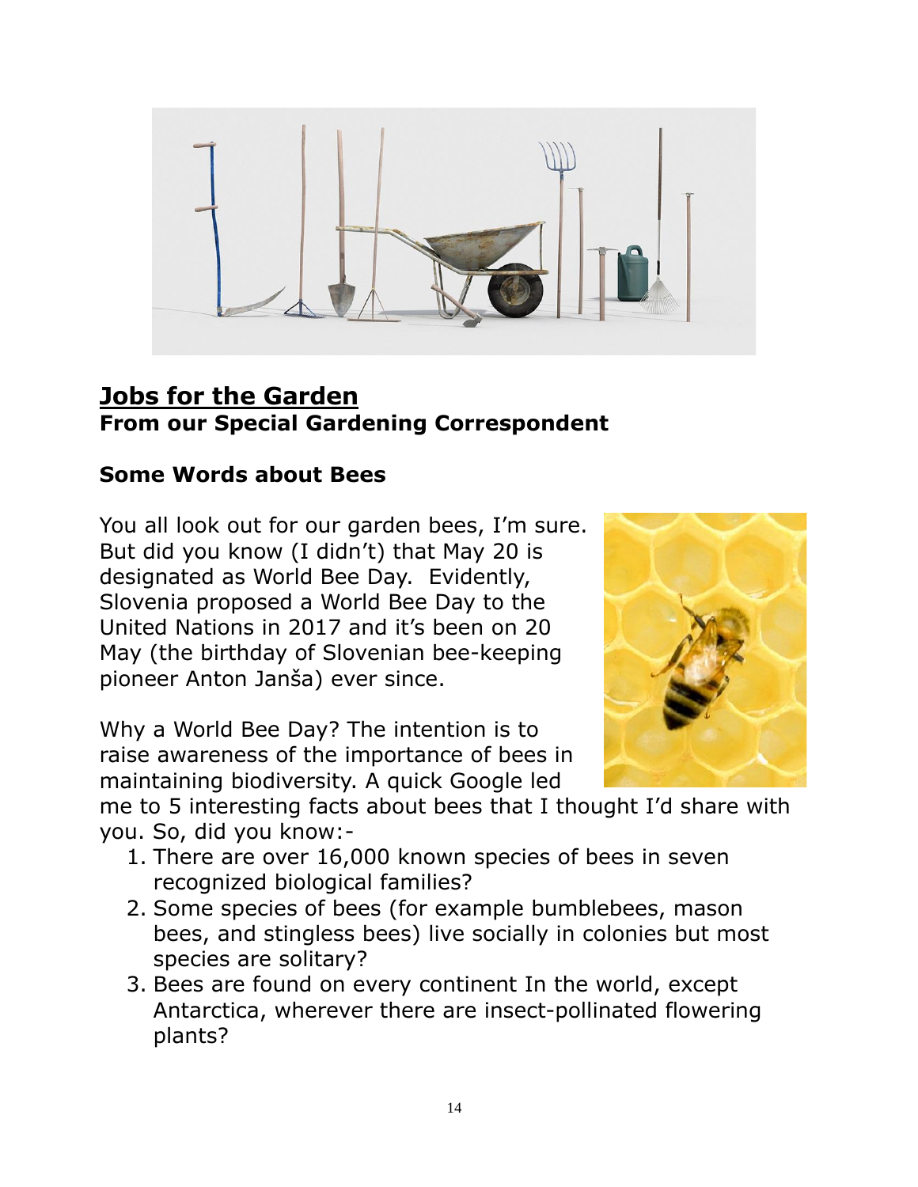## Jobs for the Garden

**From our Special Gardening Correspondent**

### Some Words about Bees

You all look out for our garden bees, I'm sure. But did you know (I didn't) that May 20 is designated as World Bee Day. Evidently, Slovenia proposed a World Bee Day to the United Nations in 2017 and it's been on 20 May (the birthday of Slovenian bee-keeping pioneer Anton Janša) ever since.

Why a World Bee Day? The intention is to raise awareness of the importance of bees in maintaining biodiversity. A quick Google led me to 5 interesting facts about bees that I thought I'd share with you. So, did you know:-

1. There are over 16,000 known species of bees in seven recognized biological families?
2. Some species of bees (for example bumblebees, mason bees, and stingless bees) live socially in colonies but most species are solitary?
3. Bees are found on every continent In the world, except Antarctica, wherever there are insect-pollinated flowering plants?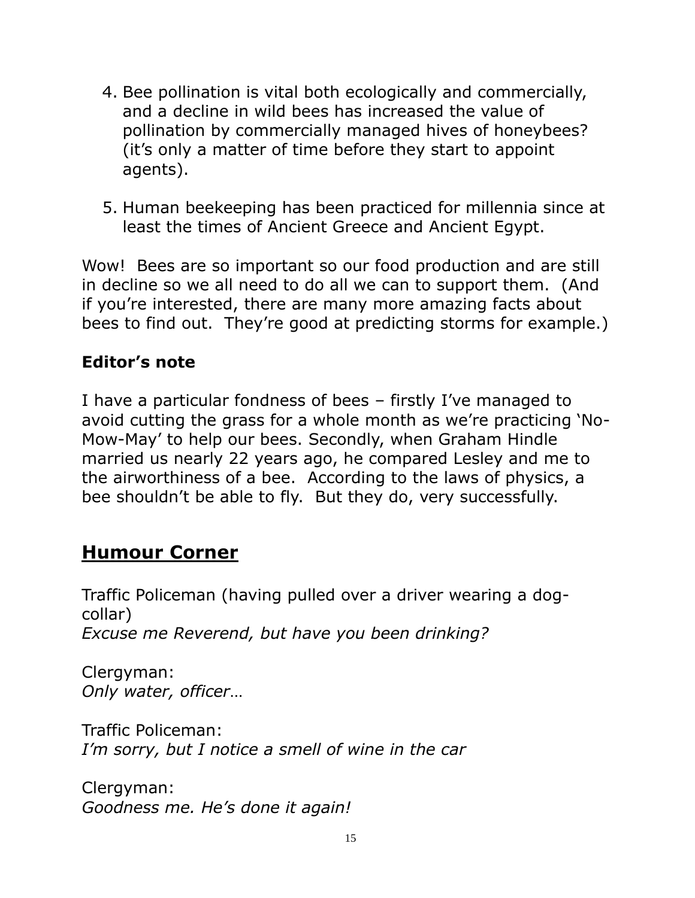4. Bee pollination is vital both ecologically and commercially, and a decline in wild bees has increased the value of pollination by commercially managed hives of honeybees? (it's only a matter of time before they start to appoint agents).

5. Human beekeeping has been practiced for millennia since at least the times of Ancient Greece and Ancient Egypt.

Wow! Bees are so important so our food production and are still in decline so we all need to do all we can to support them. (And if you're interested, there are many more amazing facts about bees to find out. They're good at predicting storms for example.)

**Editor's note**

I have a particular fondness of bees – firstly I've managed to avoid cutting the grass for a whole month as we're practicing 'No-Mow-May' to help our bees. Secondly, when Graham Hindle married us nearly 22 years ago, he compared Lesley and me to the airworthiness of a bee. According to the laws of physics, a bee shouldn't be able to fly. But they do, very successfully.

## Humour Corner

Traffic Policeman (having pulled over a driver wearing a dog-collar)
*Excuse me Reverend, but have you been drinking?*

Clergyman:
*Only water, officer…*

Traffic Policeman:
*I'm sorry, but I notice a smell of wine in the car*

Clergyman:
*Goodness me. He's done it again!*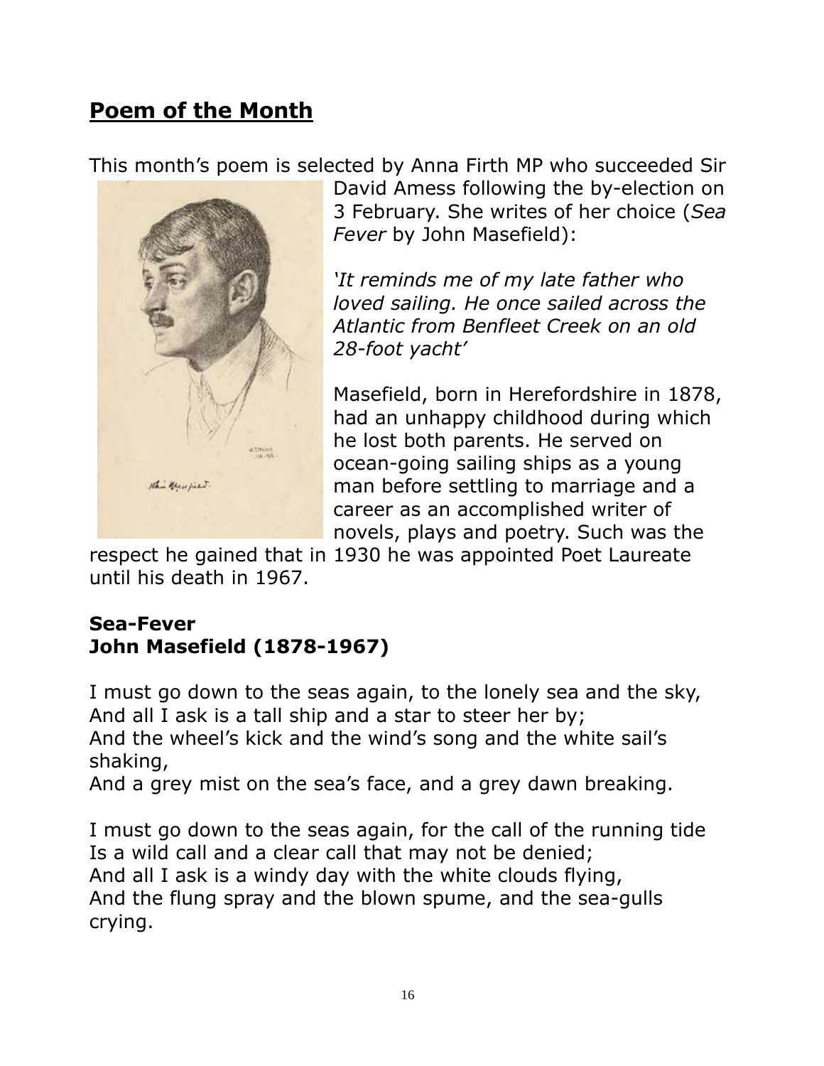## Poem of the Month

This month's poem is selected by Anna Firth MP who succeeded Sir David Amess following the by-election on 3 February. She writes of her choice (*Sea Fever* by John Masefield):

*'It reminds me of my late father who loved sailing. He once sailed across the Atlantic from Benfleet Creek on an old 28-foot yacht'*

Masefield, born in Herefordshire in 1878, had an unhappy childhood during which he lost both parents. He served on ocean-going sailing ships as a young man before settling to marriage and a career as an accomplished writer of novels, plays and poetry. Such was the respect he gained that in 1930 he was appointed Poet Laureate until his death in 1967.

**Sea-Fever**
**John Masefield (1878-1967)**

I must go down to the seas again, to the lonely sea and the sky,
And all I ask is a tall ship and a star to steer her by;
And the wheel's kick and the wind's song and the white sail's shaking,
And a grey mist on the sea's face, and a grey dawn breaking.

I must go down to the seas again, for the call of the running tide
Is a wild call and a clear call that may not be denied;
And all I ask is a windy day with the white clouds flying,
And the flung spray and the blown spume, and the sea-gulls crying.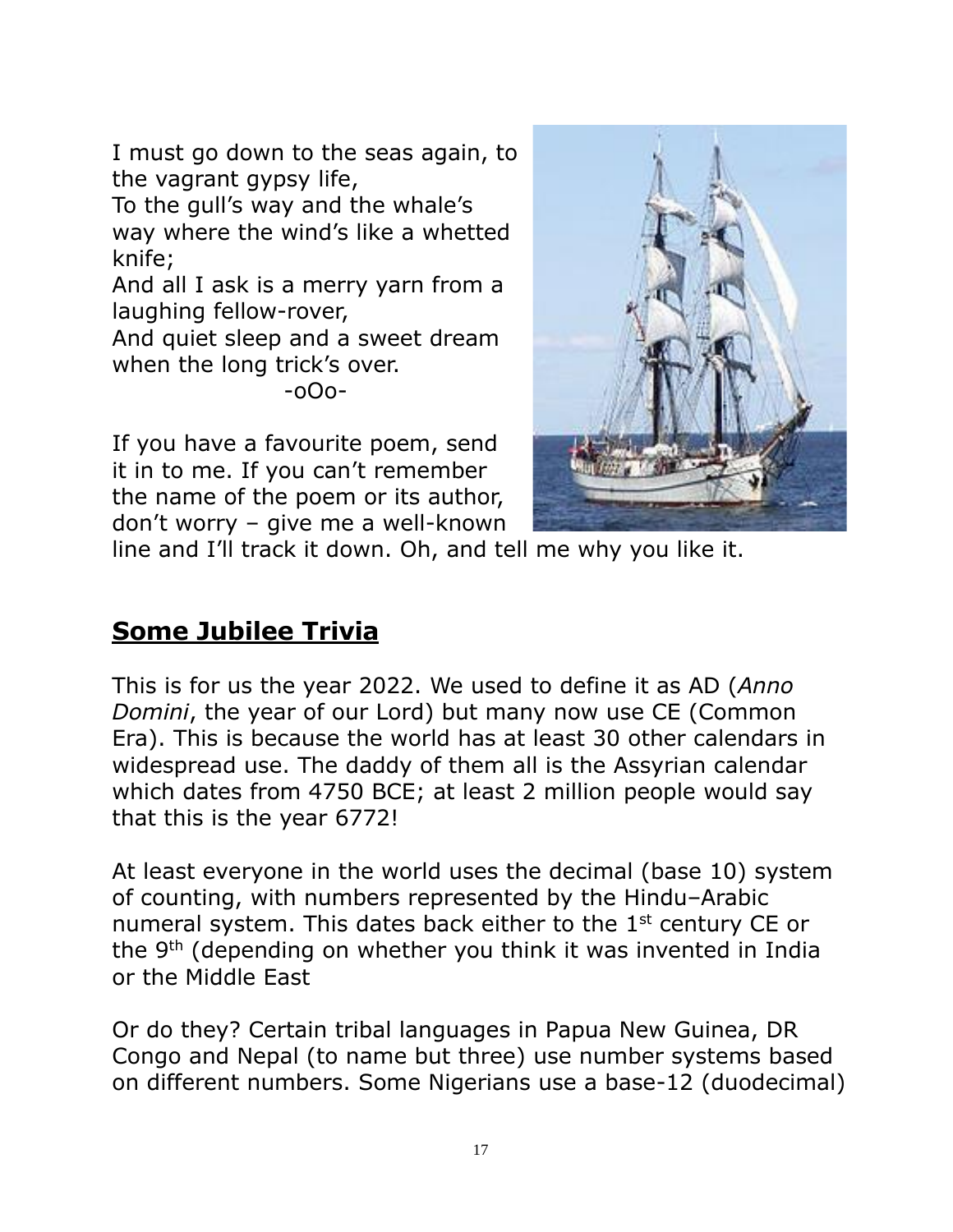I must go down to the seas again, to the vagrant gypsy life,
To the gull's way and the whale's way where the wind's like a whetted knife;
And all I ask is a merry yarn from a laughing fellow-rover,
And quiet sleep and a sweet dream when the long trick's over.

-oOo-

If you have a favourite poem, send it in to me. If you can't remember the name of the poem or its author, don't worry – give me a well-known line and I'll track it down. Oh, and tell me why you like it.

## Some Jubilee Trivia

This is for us the year 2022. We used to define it as AD (*Anno Domini*, the year of our Lord) but many now use CE (Common Era). This is because the world has at least 30 other calendars in widespread use. The daddy of them all is the Assyrian calendar which dates from 4750 BCE; at least 2 million people would say that this is the year 6772!

At least everyone in the world uses the decimal (base 10) system of counting, with numbers represented by the Hindu–Arabic numeral system. This dates back either to the 1st century CE or the 9th (depending on whether you think it was invented in India or the Middle East

Or do they? Certain tribal languages in Papua New Guinea, DR Congo and Nepal (to name but three) use number systems based on different numbers. Some Nigerians use a base-12 (duodecimal)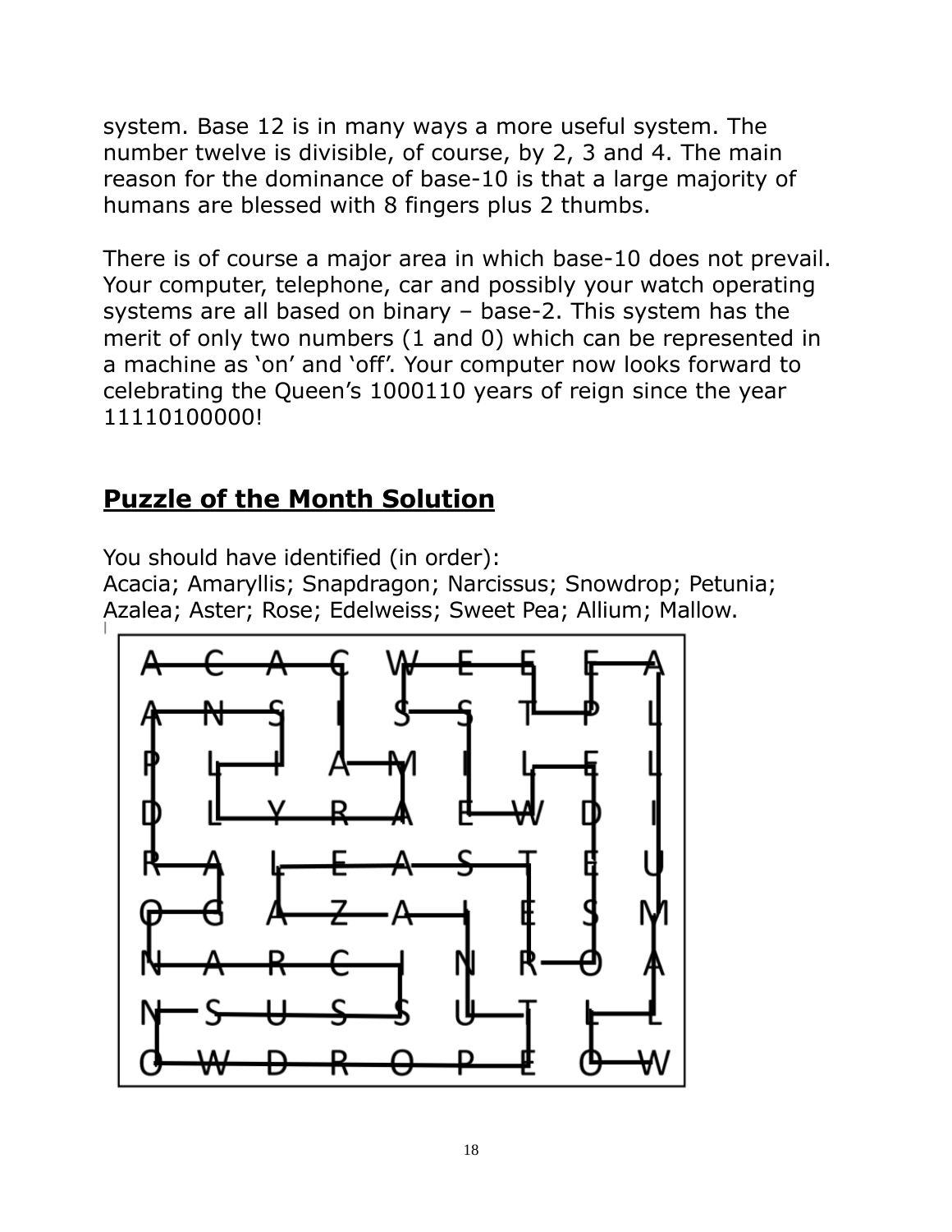system. Base 12 is in many ways a more useful system. The number twelve is divisible, of course, by 2, 3 and 4. The main reason for the dominance of base-10 is that a large majority of humans are blessed with 8 fingers plus 2 thumbs.

There is of course a major area in which base-10 does not prevail. Your computer, telephone, car and possibly your watch operating systems are all based on binary – base-2. This system has the merit of only two numbers (1 and 0) which can be represented in a machine as 'on' and 'off'. Your computer now looks forward to celebrating the Queen's 1000110 years of reign since the year 11110100000!

## **Puzzle of the Month Solution**

You should have identified (in order):
Acacia; Amaryllis; Snapdragon; Narcissus; Snowdrop; Petunia; Azalea; Aster; Rose; Edelweiss; Sweet Pea; Allium; Mallow.

```
A C A C W E E E A
A N S I S S T P L
P L I A M I L E L
D L Y R A E W D I
R A L E A S T E U
O G A Z A I E S M
N A R C I N R O A
N S U S S U T L L
O W D R O P E O W
```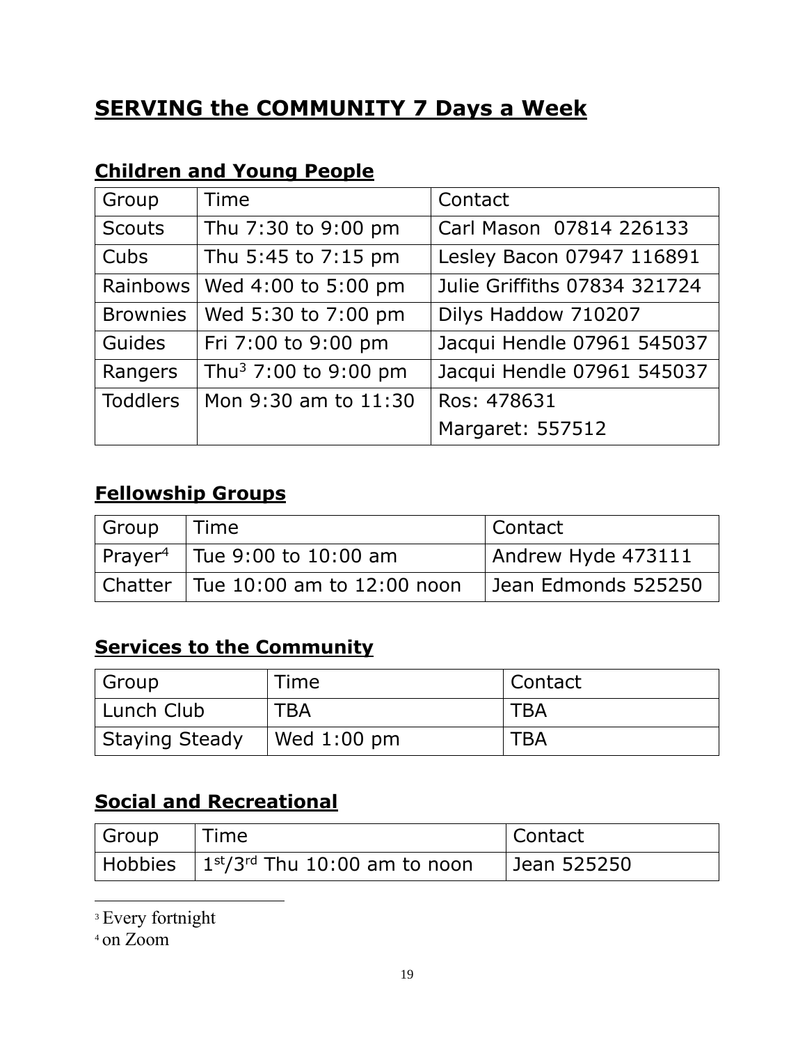# SERVING the COMMUNITY 7 Days a Week

## Children and Young People

| Group | Time | Contact |
|---|---|---|
| Scouts | Thu 7:30 to 9:00 pm | Carl Mason 07814 226133 |
| Cubs | Thu 5:45 to 7:15 pm | Lesley Bacon 07947 116891 |
| Rainbows | Wed 4:00 to 5:00 pm | Julie Griffiths 07834 321724 |
| Brownies | Wed 5:30 to 7:00 pm | Dilys Haddow 710207 |
| Guides | Fri 7:00 to 9:00 pm | Jacqui Hendle 07961 545037 |
| Rangers | Thu[3] 7:00 to 9:00 pm | Jacqui Hendle 07961 545037 |
| Toddlers | Mon 9:30 am to 11:30 | Ros: 478631<br>Margaret: 557512 |

## Fellowship Groups

| Group | Time | Contact |
|---|---|---|
| Prayer[4] | Tue 9:00 to 10:00 am | Andrew Hyde 473111 |
| Chatter | Tue 10:00 am to 12:00 noon | Jean Edmonds 525250 |

## Services to the Community

| Group | Time | Contact |
|---|---|---|
| Lunch Club | TBA | TBA |
| Staying Steady | Wed 1:00 pm | TBA |

## Social and Recreational

| Group | Time | Contact |
|---|---|---|
| Hobbies | 1st/3rd Thu 10:00 am to noon | Jean 525250 |

[3] Every fortnight

[4] on Zoom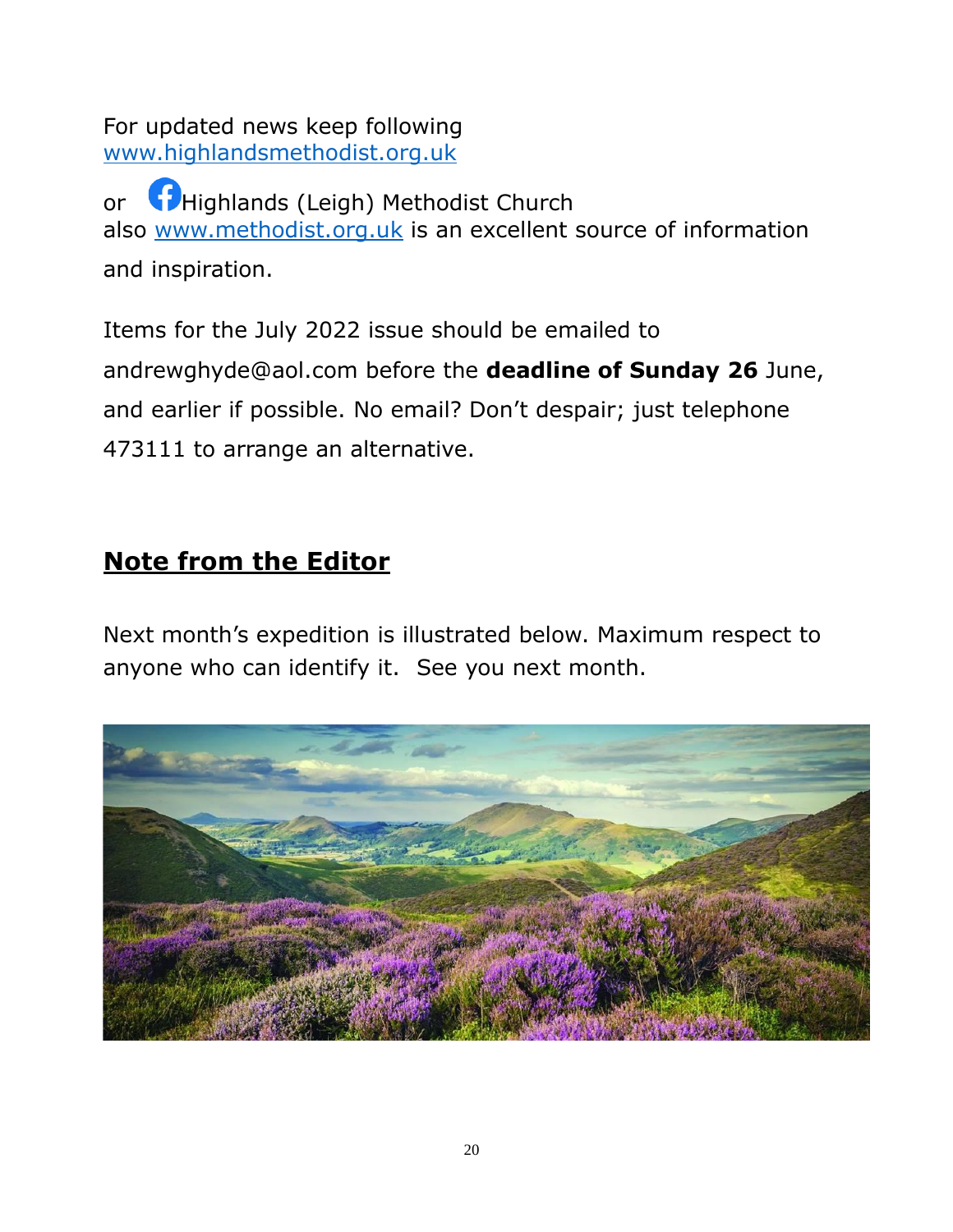For updated news keep following
www.highlandsmethodist.org.uk

or Highlands (Leigh) Methodist Church
also www.methodist.org.uk is an excellent source of information and inspiration.

Items for the July 2022 issue should be emailed to andrewghyde@aol.com before the **deadline of Sunday 26** June, and earlier if possible. No email? Don't despair; just telephone 473111 to arrange an alternative.

## Note from the Editor

Next month's expedition is illustrated below. Maximum respect to anyone who can identify it. See you next month.